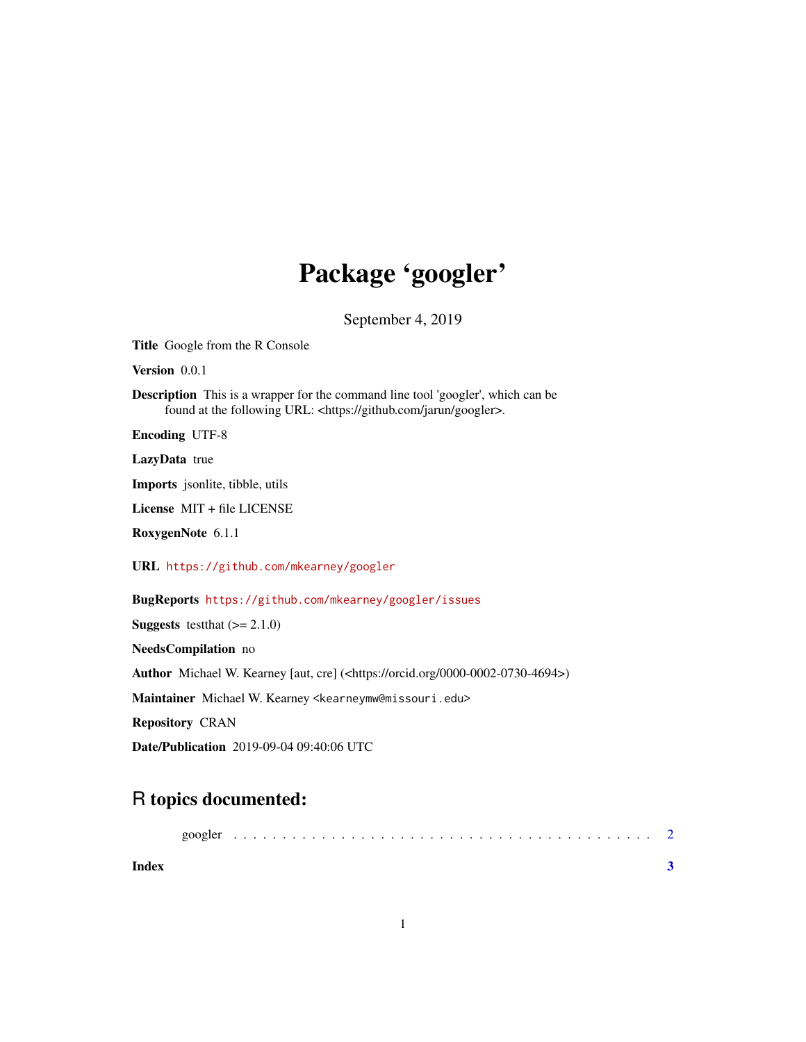# Package 'googler'

September 4, 2019

**Title** Google from the R Console

**Version** 0.0.1

**Description** This is a wrapper for the command line tool 'googler', which can be found at the following URL: <https://github.com/jarun/googler>.

**Encoding** UTF-8

**LazyData** true

**Imports** jsonlite, tibble, utils

**License** MIT + file LICENSE

**RoxygenNote** 6.1.1

**URL** https://github.com/mkearney/googler

**BugReports** https://github.com/mkearney/googler/issues

**Suggests** testthat (>= 2.1.0)

**NeedsCompilation** no

**Author** Michael W. Kearney [aut, cre] (<https://orcid.org/0000-0002-0730-4694>)

**Maintainer** Michael W. Kearney <kearneymw@missouri.edu>

**Repository** CRAN

**Date/Publication** 2019-09-04 09:40:06 UTC

## R topics documented:

googler . . . . . . . . . . . . . . . . . . . . . . . . . . . . . . . . . . . . . . . . . . . 2

**Index** **3**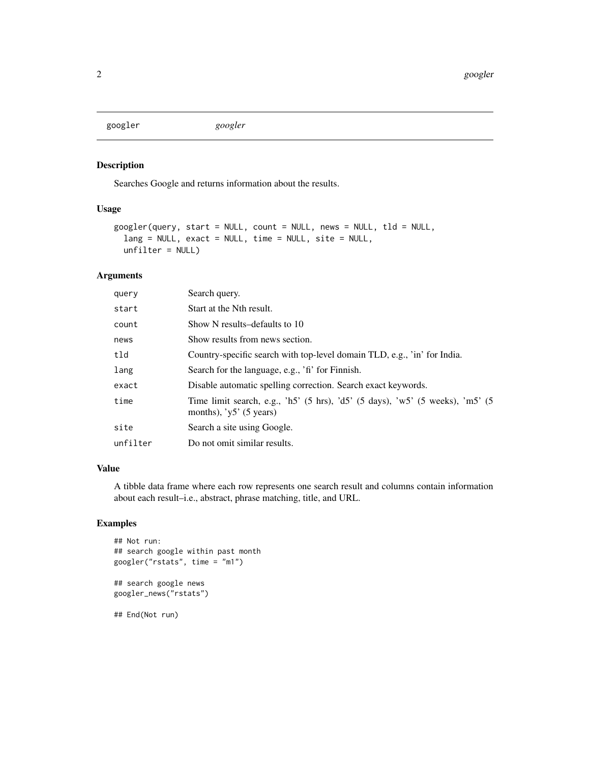googler *googler*

### Description

Searches Google and returns information about the results.

### Usage

```
googler(query, start = NULL, count = NULL, news = NULL, tld = NULL,
  lang = NULL, exact = NULL, time = NULL, site = NULL,
  unfilter = NULL)
```

### Arguments

| | |
|---|---|
| `query` | Search query. |
| `start` | Start at the Nth result. |
| `count` | Show N results–defaults to 10 |
| `news` | Show results from news section. |
| `tld` | Country-specific search with top-level domain TLD, e.g., 'in' for India. |
| `lang` | Search for the language, e.g., 'fi' for Finnish. |
| `exact` | Disable automatic spelling correction. Search exact keywords. |
| `time` | Time limit search, e.g., 'h5' (5 hrs), 'd5' (5 days), 'w5' (5 weeks), 'm5' (5 months), 'y5' (5 years) |
| `site` | Search a site using Google. |
| `unfilter` | Do not omit similar results. |

### Value

A tibble data frame where each row represents one search result and columns contain information about each result–i.e., abstract, phrase matching, title, and URL.

### Examples

```
## Not run:
## search google within past month
googler("rstats", time = "m1")

## search google news
googler_news("rstats")

## End(Not run)
```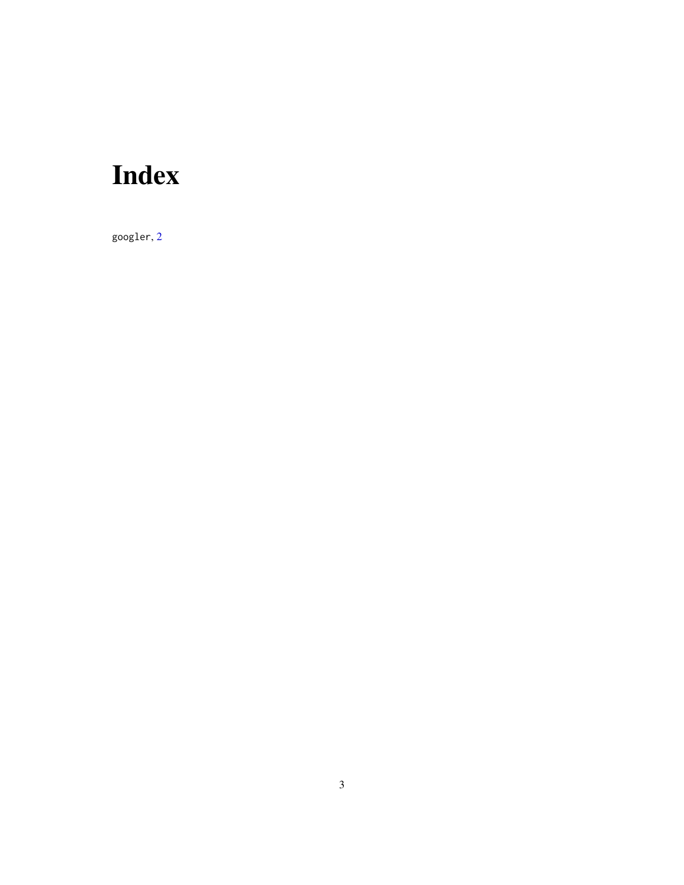# Index

`googler`, 2